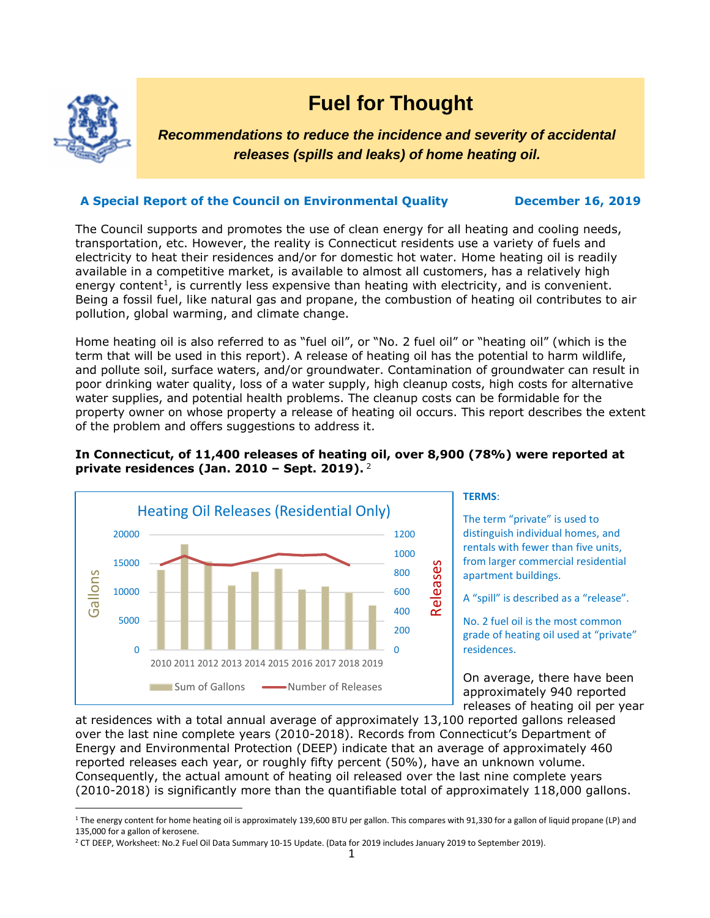# Fuel for Thought

***Recommendations to reduce the incidence and severity of accidental releases (spills and leaks) of home heating oil.***

**A Special Report of the Council on Environmental Quality** **December 16, 2019**

The Council supports and promotes the use of clean energy for all heating and cooling needs, transportation, etc. However, the reality is Connecticut residents use a variety of fuels and electricity to heat their residences and/or for domestic hot water. Home heating oil is readily available in a competitive market, is available to almost all customers, has a relatively high energy content[1], is currently less expensive than heating with electricity, and is convenient. Being a fossil fuel, like natural gas and propane, the combustion of heating oil contributes to air pollution, global warming, and climate change.

Home heating oil is also referred to as "fuel oil", or "No. 2 fuel oil" or "heating oil" (which is the term that will be used in this report). A release of heating oil has the potential to harm wildlife, and pollute soil, surface waters, and/or groundwater. Contamination of groundwater can result in poor drinking water quality, loss of a water supply, high cleanup costs, high costs for alternative water supplies, and potential health problems. The cleanup costs can be formidable for the property owner on whose property a release of heating oil occurs. This report describes the extent of the problem and offers suggestions to address it.

**In Connecticut, of 11,400 releases of heating oil, over 8,900 (78%) were reported at private residences (Jan. 2010 – Sept. 2019).** [2]

Heating Oil Releases (Residential Only)

Gallons: 0, 5000, 10000, 15000, 20000

Releases: 0, 200, 400, 600, 800, 1000, 1200

2010 2011 2012 2013 2014 2015 2016 2017 2018 2019

Sum of Gallons — Number of Releases

**TERMS**:

The term "private" is used to distinguish individual homes, and rentals with fewer than five units, from larger commercial residential apartment buildings.

A "spill" is described as a "release".

No. 2 fuel oil is the most common grade of heating oil used at "private" residences.

On average, there have been approximately 940 reported releases of heating oil per year at residences with a total annual average of approximately 13,100 reported gallons released over the last nine complete years (2010-2018). Records from Connecticut's Department of Energy and Environmental Protection (DEEP) indicate that an average of approximately 460 reported releases each year, or roughly fifty percent (50%), have an unknown volume. Consequently, the actual amount of heating oil released over the last nine complete years (2010-2018) is significantly more than the quantifiable total of approximately 118,000 gallons.

---

[1] The energy content for home heating oil is approximately 139,600 BTU per gallon. This compares with 91,330 for a gallon of liquid propane (LP) and 135,000 for a gallon of kerosene.

[2] CT DEEP, Worksheet: No.2 Fuel Oil Data Summary 10-15 Update. (Data for 2019 includes January 2019 to September 2019).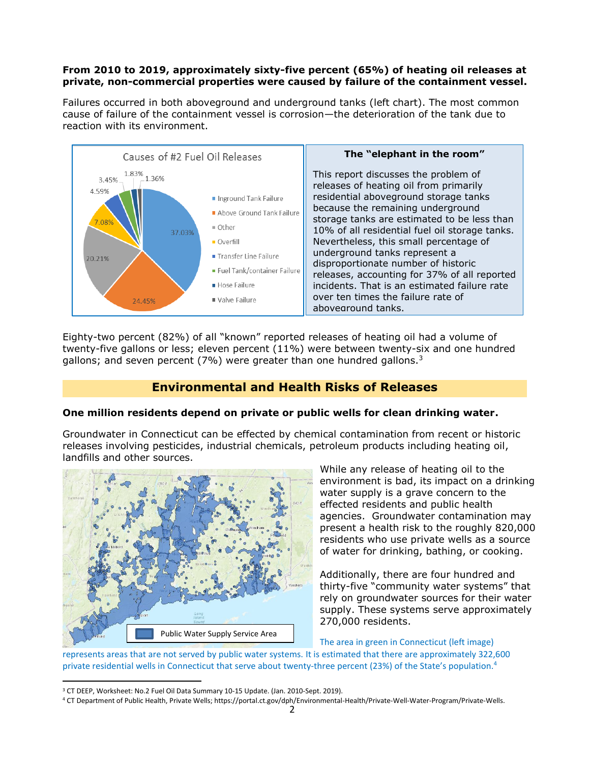**From 2010 to 2019, approximately sixty-five percent (65%) of heating oil releases at private, non-commercial properties were caused by failure of the containment vessel.**

Failures occurred in both aboveground and underground tanks (left chart). The most common cause of failure of the containment vessel is corrosion—the deterioration of the tank due to reaction with its environment.

Causes of #2 Fuel Oil Releases

37.03%
24.45%
20.21%
7.08%
4.59%
3.45%
1.83%
1.36%

- Inground Tank Failure
- Above Ground Tank Failure
- Other
- Overfill
- Transfer Line Failure
- Fuel Tank/container Failure
- Hose Failure
- Valve Failure

**The "elephant in the room"**

This report discusses the problem of releases of heating oil from primarily residential aboveground storage tanks because the remaining underground storage tanks are estimated to be less than 10% of all residential fuel oil storage tanks. Nevertheless, this small percentage of underground tanks represent a disproportionate number of historic releases, accounting for 37% of all reported incidents. That is an estimated failure rate over ten times the failure rate of aboveground tanks.

Eighty-two percent (82%) of all "known" reported releases of heating oil had a volume of twenty-five gallons or less; eleven percent (11%) were between twenty-six and one hundred gallons; and seven percent (7%) were greater than one hundred gallons.[3]

## Environmental and Health Risks of Releases

**One million residents depend on private or public wells for clean drinking water.**

Groundwater in Connecticut can be effected by chemical contamination from recent or historic releases involving pesticides, industrial chemicals, petroleum products including heating oil, landfills and other sources.

Public Water Supply Service Area

While any release of heating oil to the environment is bad, its impact on a drinking water supply is a grave concern to the effected residents and public health agencies. Groundwater contamination may present a health risk to the roughly 820,000 residents who use private wells as a source of water for drinking, bathing, or cooking.

Additionally, there are four hundred and thirty-five "community water systems" that rely on groundwater sources for their water supply. These systems serve approximately 270,000 residents.

The area in green in Connecticut (left image) represents areas that are not served by public water systems. It is estimated that there are approximately 322,600 private residential wells in Connecticut that serve about twenty-three percent (23%) of the State's population.[4]

[3] CT DEEP, Worksheet: No.2 Fuel Oil Data Summary 10-15 Update. (Jan. 2010-Sept. 2019).

[4] CT Department of Public Health, Private Wells; https://portal.ct.gov/dph/Environmental-Health/Private-Well-Water-Program/Private-Wells.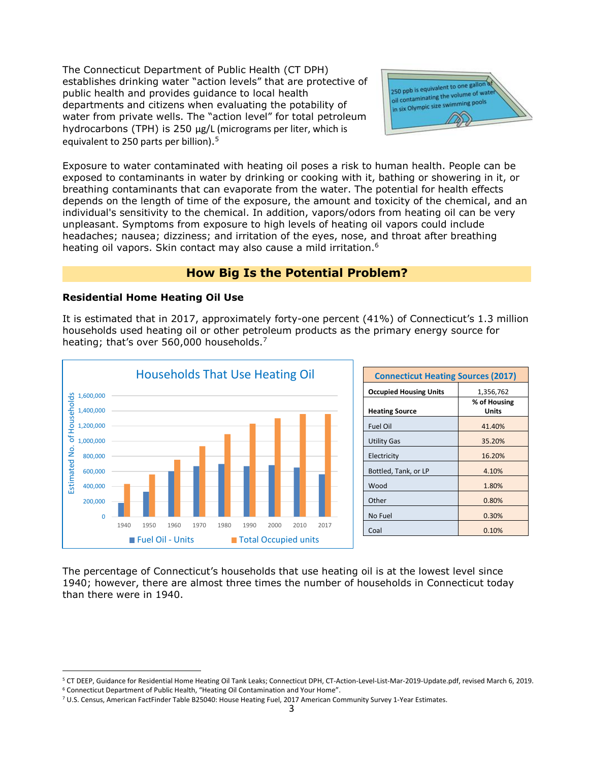The Connecticut Department of Public Health (CT DPH) establishes drinking water "action levels" that are protective of public health and provides guidance to local health departments and citizens when evaluating the potability of water from private wells. The "action level" for total petroleum hydrocarbons (TPH) is 250 µg/L (micrograms per liter, which is equivalent to 250 parts per billion).[5]

250 ppb is equivalent to one gallon of oil contaminating the volume of water in six Olympic size swimming pools

Exposure to water contaminated with heating oil poses a risk to human health. People can be exposed to contaminants in water by drinking or cooking with it, bathing or showering in it, or breathing contaminants that can evaporate from the water. The potential for health effects depends on the length of time of the exposure, the amount and toxicity of the chemical, and an individual's sensitivity to the chemical. In addition, vapors/odors from heating oil can be very unpleasant. Symptoms from exposure to high levels of heating oil vapors could include headaches; nausea; dizziness; and irritation of the eyes, nose, and throat after breathing heating oil vapors. Skin contact may also cause a mild irritation.[6]

## How Big Is the Potential Problem?

### Residential Home Heating Oil Use

It is estimated that in 2017, approximately forty-one percent (41%) of Connecticut's 1.3 million households used heating oil or other petroleum products as the primary energy source for heating; that's over 560,000 households.[7]

Households That Use Heating Oil

Estimated No. of Households

1,600,000
1,400,000
1,200,000
1,000,000
800,000
600,000
400,000
200,000
0

1940 1950 1960 1970 1980 1990 2000 2010 2017

Fuel Oil - Units
Total Occupied units

| Connecticut Heating Sources (2017) | |
|---|---|
| **Occupied Housing Units** | 1,356,762 |
| **Heating Source** | **% of Housing Units** |
| Fuel Oil | 41.40% |
| Utility Gas | 35.20% |
| Electricity | 16.20% |
| Bottled, Tank, or LP | 4.10% |
| Wood | 1.80% |
| Other | 0.80% |
| No Fuel | 0.30% |
| Coal | 0.10% |

The percentage of Connecticut's households that use heating oil is at the lowest level since 1940; however, there are almost three times the number of households in Connecticut today than there were in 1940.

---

[5] CT DEEP, Guidance for Residential Home Heating Oil Tank Leaks; Connecticut DPH, CT-Action-Level-List-Mar-2019-Update.pdf, revised March 6, 2019.

[6] Connecticut Department of Public Health, "Heating Oil Contamination and Your Home".

[7] U.S. Census, American FactFinder Table B25040: House Heating Fuel, 2017 American Community Survey 1-Year Estimates.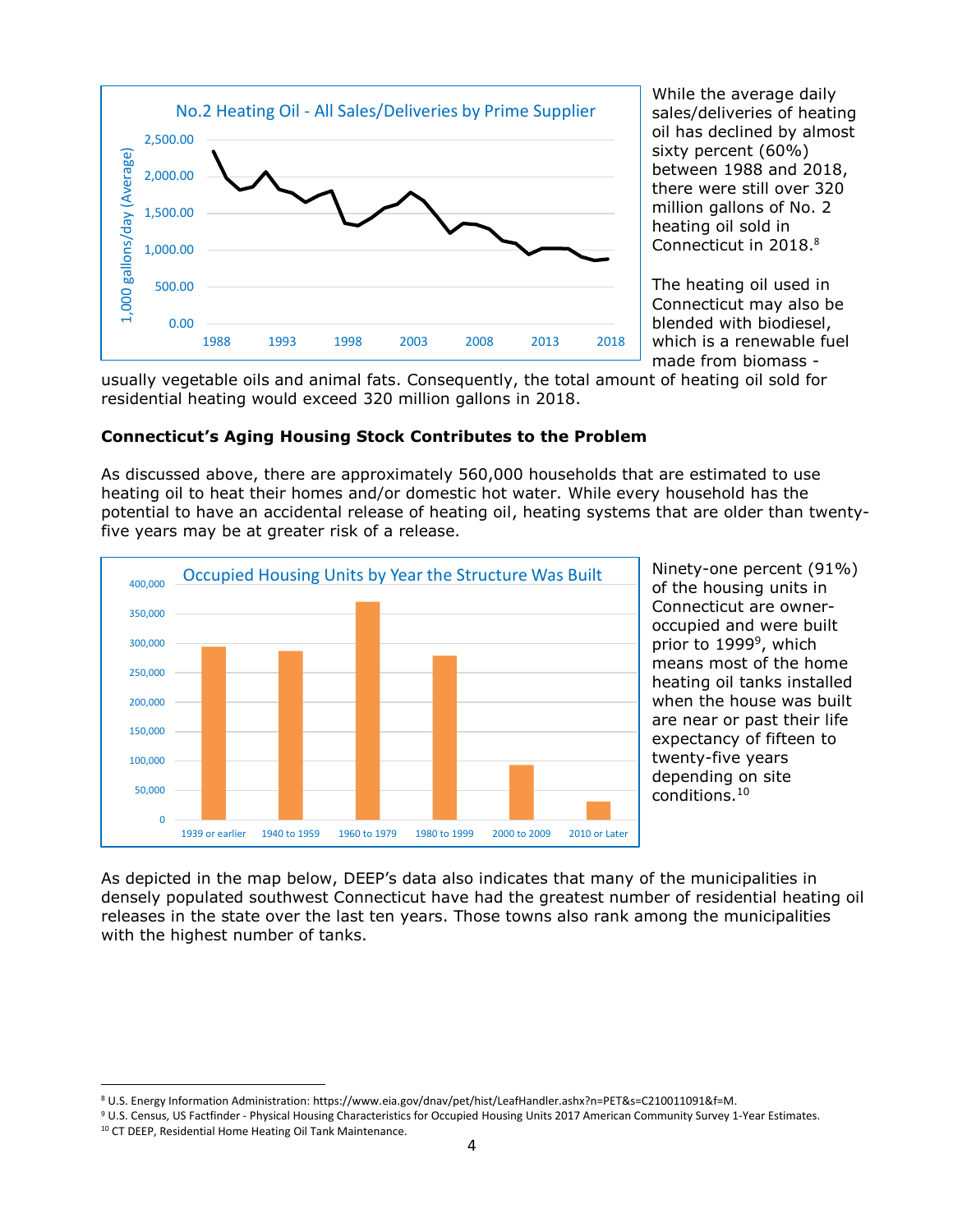No.2 Heating Oil - All Sales/Deliveries by Prime Supplier

1,000 gallons/day (Average)

2,500.00
2,000.00
1,500.00
1,000.00
500.00
0.00

1988 1993 1998 2003 2008 2013 2018

While the average daily sales/deliveries of heating oil has declined by almost sixty percent (60%) between 1988 and 2018, there were still over 320 million gallons of No. 2 heating oil sold in Connecticut in 2018.[8]

The heating oil used in Connecticut may also be blended with biodiesel, which is a renewable fuel made from biomass - usually vegetable oils and animal fats. Consequently, the total amount of heating oil sold for residential heating would exceed 320 million gallons in 2018.

**Connecticut's Aging Housing Stock Contributes to the Problem**

As discussed above, there are approximately 560,000 households that are estimated to use heating oil to heat their homes and/or domestic hot water. While every household has the potential to have an accidental release of heating oil, heating systems that are older than twenty-five years may be at greater risk of a release.

Occupied Housing Units by Year the Structure Was Built

400,000
350,000
300,000
250,000
200,000
150,000
100,000
50,000
0

1939 or earlier 1940 to 1959 1960 to 1979 1980 to 1999 2000 to 2009 2010 or Later

Ninety-one percent (91%) of the housing units in Connecticut are owner-occupied and were built prior to 1999[9], which means most of the home heating oil tanks installed when the house was built are near or past their life expectancy of fifteen to twenty-five years depending on site conditions.[10]

As depicted in the map below, DEEP's data also indicates that many of the municipalities in densely populated southwest Connecticut have had the greatest number of residential heating oil releases in the state over the last ten years. Those towns also rank among the municipalities with the highest number of tanks.

[8] U.S. Energy Information Administration: https://www.eia.gov/dnav/pet/hist/LeafHandler.ashx?n=PET&s=C210011091&f=M.

[9] U.S. Census, US Factfinder - Physical Housing Characteristics for Occupied Housing Units 2017 American Community Survey 1-Year Estimates.

[10] CT DEEP, Residential Home Heating Oil Tank Maintenance.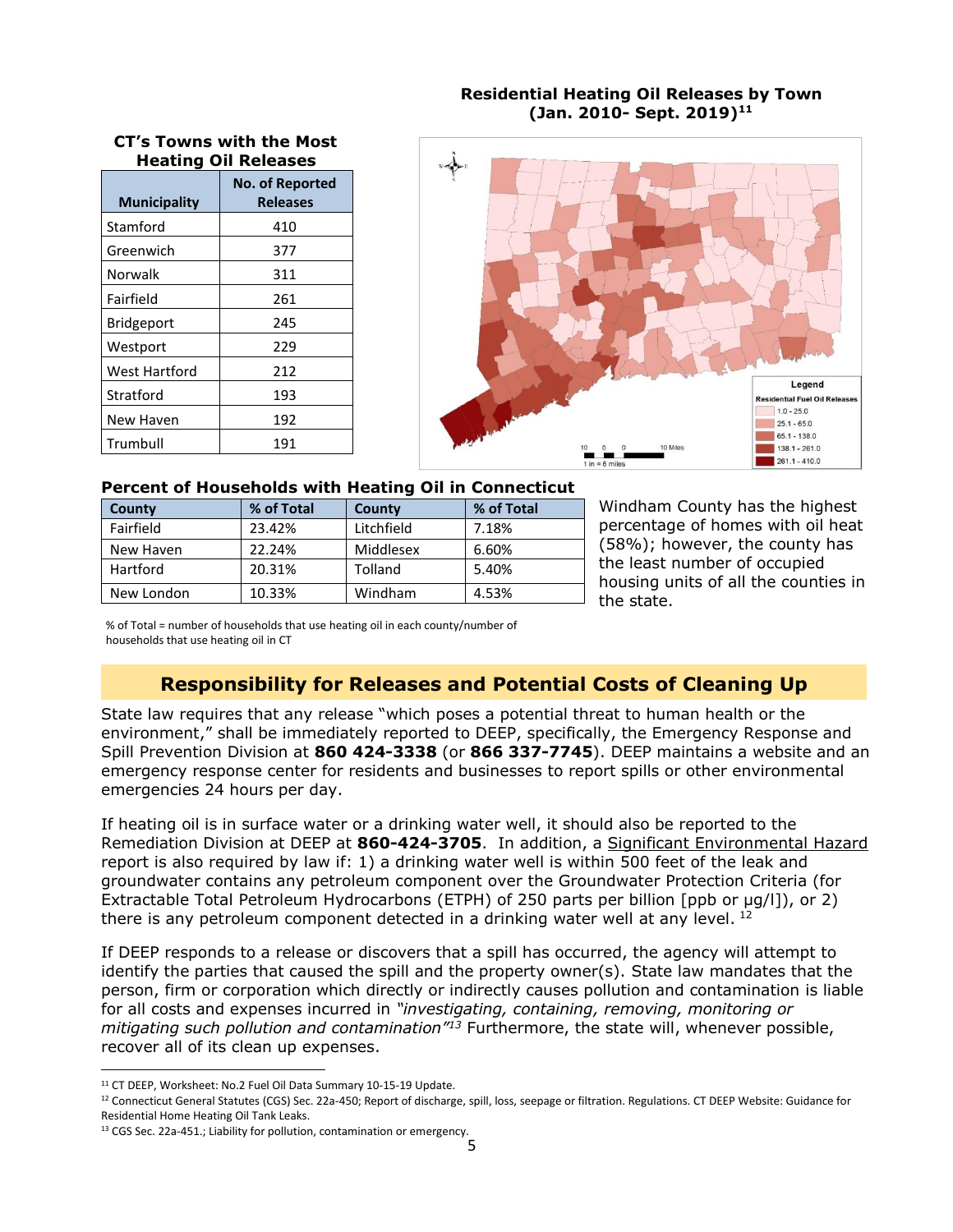**CT's Towns with the Most Heating Oil Releases**

| Municipality | No. of Reported Releases |
| --- | --- |
| Stamford | 410 |
| Greenwich | 377 |
| Norwalk | 311 |
| Fairfield | 261 |
| Bridgeport | 245 |
| Westport | 229 |
| West Hartford | 212 |
| Stratford | 193 |
| New Haven | 192 |
| Trumbull | 191 |

**Residential Heating Oil Releases by Town (Jan. 2010- Sept. 2019)[11]**

Legend
Residential Fuel Oil Releases
1.0 - 25.0
25.1 - 65.0
65.1 - 138.0
138.1 - 261.0
261.1 - 410.0

10 5 0 10 Miles
1 in = 6 miles

**Percent of Households with Heating Oil in Connecticut**

| County | % of Total | County | % of Total |
| --- | --- | --- | --- |
| Fairfield | 23.42% | Litchfield | 7.18% |
| New Haven | 22.24% | Middlesex | 6.60% |
| Hartford | 20.31% | Tolland | 5.40% |
| New London | 10.33% | Windham | 4.53% |

% of Total = number of households that use heating oil in each county/number of households that use heating oil in CT

Windham County has the highest percentage of homes with oil heat (58%); however, the county has the least number of occupied housing units of all the counties in the state.

## Responsibility for Releases and Potential Costs of Cleaning Up

State law requires that any release "which poses a potential threat to human health or the environment," shall be immediately reported to DEEP, specifically, the Emergency Response and Spill Prevention Division at **860 424-3338** (or **866 337-7745**). DEEP maintains a website and an emergency response center for residents and businesses to report spills or other environmental emergencies 24 hours per day.

If heating oil is in surface water or a drinking water well, it should also be reported to the Remediation Division at DEEP at **860-424-3705**. In addition, a Significant Environmental Hazard report is also required by law if: 1) a drinking water well is within 500 feet of the leak and groundwater contains any petroleum component over the Groundwater Protection Criteria (for Extractable Total Petroleum Hydrocarbons (ETPH) of 250 parts per billion [ppb or µg/l]), or 2) there is any petroleum component detected in a drinking water well at any level. [12]

If DEEP responds to a release or discovers that a spill has occurred, the agency will attempt to identify the parties that caused the spill and the property owner(s). State law mandates that the person, firm or corporation which directly or indirectly causes pollution and contamination is liable for all costs and expenses incurred in *"investigating, containing, removing, monitoring or mitigating such pollution and contamination"*[13] Furthermore, the state will, whenever possible, recover all of its clean up expenses.

---

[11] CT DEEP, Worksheet: No.2 Fuel Oil Data Summary 10-15-19 Update.

[12] Connecticut General Statutes (CGS) Sec. 22a-450; Report of discharge, spill, loss, seepage or filtration. Regulations. CT DEEP Website: Guidance for Residential Home Heating Oil Tank Leaks.

[13] CGS Sec. 22a-451.; Liability for pollution, contamination or emergency.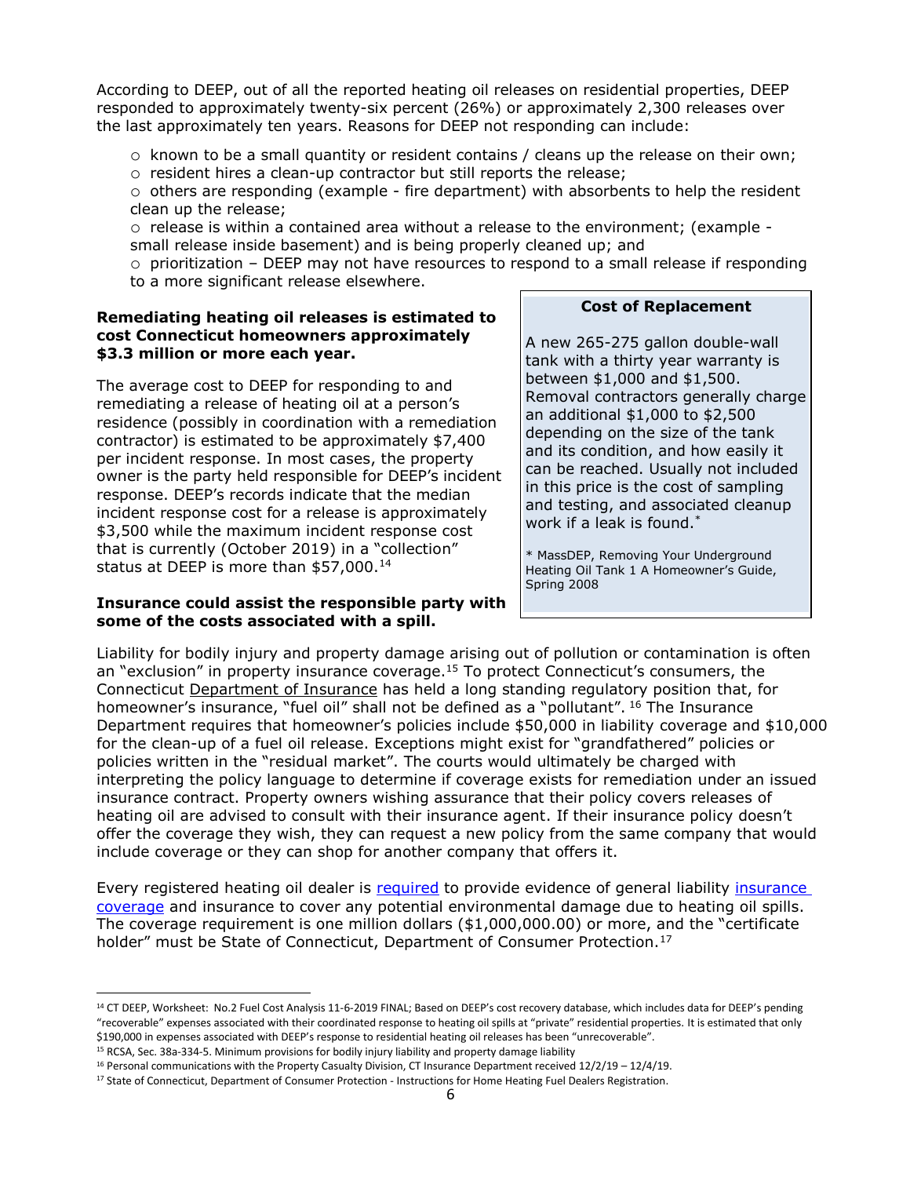According to DEEP, out of all the reported heating oil releases on residential properties, DEEP responded to approximately twenty-six percent (26%) or approximately 2,300 releases over the last approximately ten years. Reasons for DEEP not responding can include:

- known to be a small quantity or resident contains / cleans up the release on their own;
- resident hires a clean-up contractor but still reports the release;
- others are responding (example - fire department) with absorbents to help the resident clean up the release;
- release is within a contained area without a release to the environment; (example - small release inside basement) and is being properly cleaned up; and
- prioritization – DEEP may not have resources to respond to a small release if responding to a more significant release elsewhere.

**Remediating heating oil releases is estimated to cost Connecticut homeowners approximately $3.3 million or more each year.**

The average cost to DEEP for responding to and remediating a release of heating oil at a person's residence (possibly in coordination with a remediation contractor) is estimated to be approximately $7,400 per incident response. In most cases, the property owner is the party held responsible for DEEP's incident response. DEEP's records indicate that the median incident response cost for a release is approximately $3,500 while the maximum incident response cost that is currently (October 2019) in a "collection" status at DEEP is more than $57,000.[14]

**Insurance could assist the responsible party with some of the costs associated with a spill.**

> **Cost of Replacement**
>
> A new 265-275 gallon double-wall tank with a thirty year warranty is between $1,000 and $1,500. Removal contractors generally charge an additional $1,000 to $2,500 depending on the size of the tank and its condition, and how easily it can be reached. Usually not included in this price is the cost of sampling and testing, and associated cleanup work if a leak is found.*
>
> * MassDEP, Removing Your Underground Heating Oil Tank 1 A Homeowner's Guide, Spring 2008

Liability for bodily injury and property damage arising out of pollution or contamination is often an "exclusion" in property insurance coverage.[15] To protect Connecticut's consumers, the Connecticut Department of Insurance has held a long standing regulatory position that, for homeowner's insurance, "fuel oil" shall not be defined as a "pollutant". [16] The Insurance Department requires that homeowner's policies include $50,000 in liability coverage and $10,000 for the clean-up of a fuel oil release. Exceptions might exist for "grandfathered" policies or policies written in the "residual market". The courts would ultimately be charged with interpreting the policy language to determine if coverage exists for remediation under an issued insurance contract. Property owners wishing assurance that their policy covers releases of heating oil are advised to consult with their insurance agent. If their insurance policy doesn't offer the coverage they wish, they can request a new policy from the same company that would include coverage or they can shop for another company that offers it.

Every registered heating oil dealer is required to provide evidence of general liability insurance coverage and insurance to cover any potential environmental damage due to heating oil spills. The coverage requirement is one million dollars ($1,000,000.00) or more, and the "certificate holder" must be State of Connecticut, Department of Consumer Protection.[17]

---

[14] CT DEEP, Worksheet: No.2 Fuel Cost Analysis 11-6-2019 FINAL; Based on DEEP's cost recovery database, which includes data for DEEP's pending "recoverable" expenses associated with their coordinated response to heating oil spills at "private" residential properties. It is estimated that only $190,000 in expenses associated with DEEP's response to residential heating oil releases has been "unrecoverable".

[15] RCSA, Sec. 38a-334-5. Minimum provisions for bodily injury liability and property damage liability

[16] Personal communications with the Property Casualty Division, CT Insurance Department received 12/2/19 – 12/4/19.

[17] State of Connecticut, Department of Consumer Protection - Instructions for Home Heating Fuel Dealers Registration.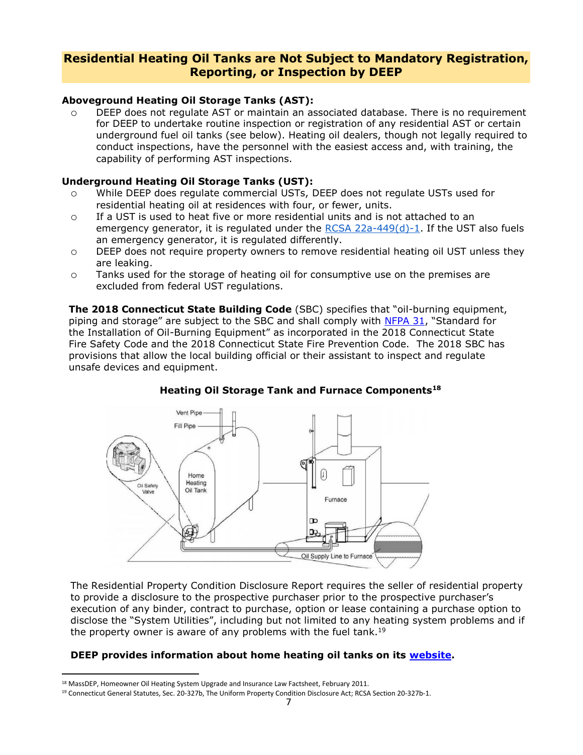## Residential Heating Oil Tanks are Not Subject to Mandatory Registration, Reporting, or Inspection by DEEP

**Aboveground Heating Oil Storage Tanks (AST):**

- DEEP does not regulate AST or maintain an associated database. There is no requirement for DEEP to undertake routine inspection or registration of any residential AST or certain underground fuel oil tanks (see below). Heating oil dealers, though not legally required to conduct inspections, have the personnel with the easiest access and, with training, the capability of performing AST inspections.

**Underground Heating Oil Storage Tanks (UST):**

- While DEEP does regulate commercial USTs, DEEP does not regulate USTs used for residential heating oil at residences with four, or fewer, units.
- If a UST is used to heat five or more residential units and is not attached to an emergency generator, it is regulated under the RCSA 22a-449(d)-1. If the UST also fuels an emergency generator, it is regulated differently.
- DEEP does not require property owners to remove residential heating oil UST unless they are leaking.
- Tanks used for the storage of heating oil for consumptive use on the premises are excluded from federal UST regulations.

**The 2018 Connecticut State Building Code** (SBC) specifies that "oil-burning equipment, piping and storage" are subject to the SBC and shall comply with NFPA 31, "Standard for the Installation of Oil-Burning Equipment" as incorporated in the 2018 Connecticut State Fire Safety Code and the 2018 Connecticut State Fire Prevention Code. The 2018 SBC has provisions that allow the local building official or their assistant to inspect and regulate unsafe devices and equipment.

**Heating Oil Storage Tank and Furnace Components**[18]

Vent Pipe

Fill Pipe

Oil Safety Valve

Home Heating Oil Tank

Furnace

Oil Supply Line to Furnace

The Residential Property Condition Disclosure Report requires the seller of residential property to provide a disclosure to the prospective purchaser prior to the prospective purchaser's execution of any binder, contract to purchase, option or lease containing a purchase option to disclose the "System Utilities", including but not limited to any heating system problems and if the property owner is aware of any problems with the fuel tank.[19]

**DEEP provides information about home heating oil tanks on its website.**

---

[18] MassDEP, Homeowner Oil Heating System Upgrade and Insurance Law Factsheet, February 2011.

[19] Connecticut General Statutes, Sec. 20-327b, The Uniform Property Condition Disclosure Act; RCSA Section 20-327b-1.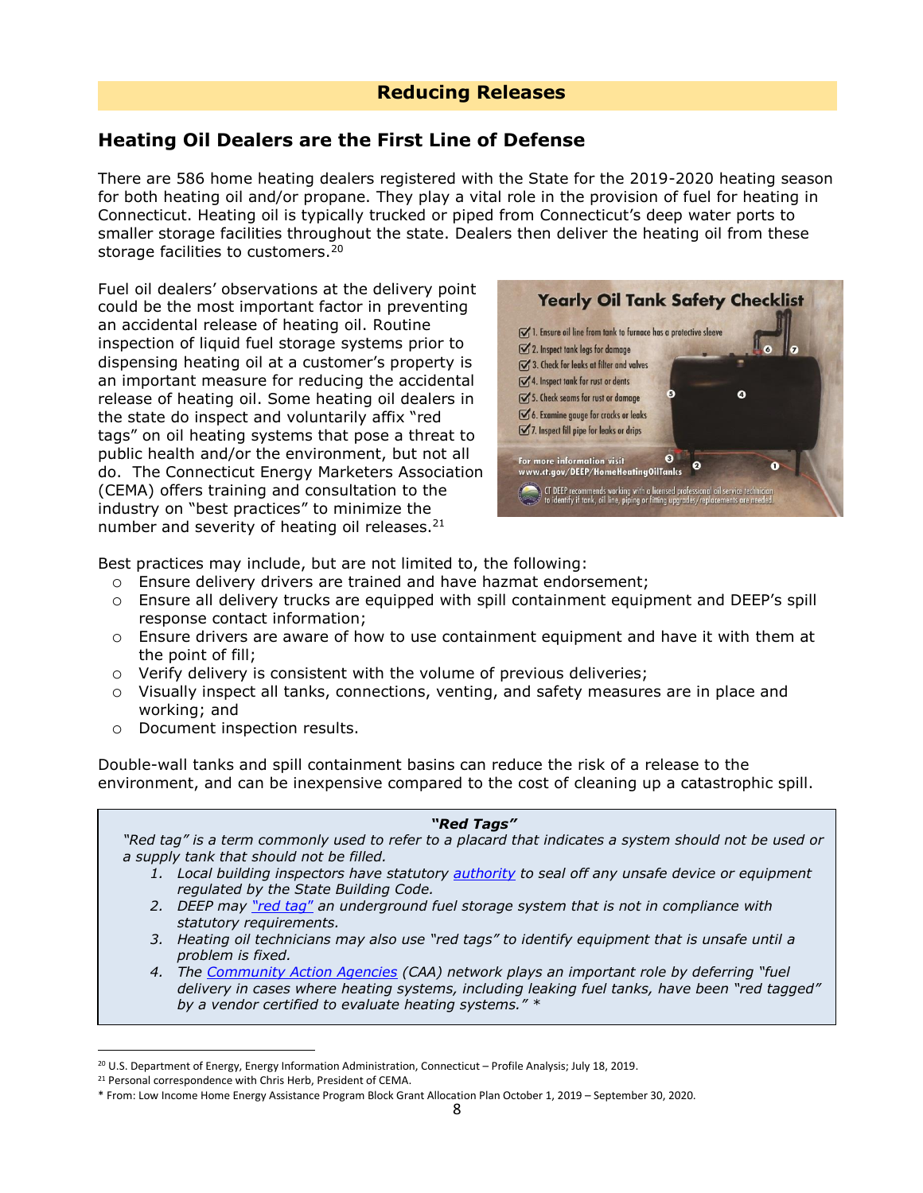## Reducing Releases

## Heating Oil Dealers are the First Line of Defense

There are 586 home heating dealers registered with the State for the 2019-2020 heating season for both heating oil and/or propane. They play a vital role in the provision of fuel for heating in Connecticut. Heating oil is typically trucked or piped from Connecticut's deep water ports to smaller storage facilities throughout the state. Dealers then deliver the heating oil from these storage facilities to customers.[20]

Fuel oil dealers' observations at the delivery point could be the most important factor in preventing an accidental release of heating oil. Routine inspection of liquid fuel storage systems prior to dispensing heating oil at a customer's property is an important measure for reducing the accidental release of heating oil. Some heating oil dealers in the state do inspect and voluntarily affix "red tags" on oil heating systems that pose a threat to public health and/or the environment, but not all do. The Connecticut Energy Marketers Association (CEMA) offers training and consultation to the industry on "best practices" to minimize the number and severity of heating oil releases.[21]

**Yearly Oil Tank Safety Checklist**

1. Ensure oil line from tank to furnace has a protective sleeve
2. Inspect tank legs for damage
3. Check for leaks at filter and valves
4. Inspect tank for rust or dents
5. Check seams for rust or damage
6. Examine gauge for cracks or leaks
7. Inspect fill pipe for leaks or drips

For more information visit www.ct.gov/DEEP/HomeHeatingOilTanks

CT DEEP recommends working with a licensed professional oil service technician to identify if tank, oil line, piping or fitting upgrades/replacements are needed.

Best practices may include, but are not limited to, the following:

- Ensure delivery drivers are trained and have hazmat endorsement;
- Ensure all delivery trucks are equipped with spill containment equipment and DEEP's spill response contact information;
- Ensure drivers are aware of how to use containment equipment and have it with them at the point of fill;
- Verify delivery is consistent with the volume of previous deliveries;
- Visually inspect all tanks, connections, venting, and safety measures are in place and working; and
- Document inspection results.

Double-wall tanks and spill containment basins can reduce the risk of a release to the environment, and can be inexpensive compared to the cost of cleaning up a catastrophic spill.

***"Red Tags"***

*"Red tag" is a term commonly used to refer to a placard that indicates a system should not be used or a supply tank that should not be filled.*

1. *Local building inspectors have statutory authority to seal off any unsafe device or equipment regulated by the State Building Code.*
2. *DEEP may "red tag" an underground fuel storage system that is not in compliance with statutory requirements.*
3. *Heating oil technicians may also use "red tags" to identify equipment that is unsafe until a problem is fixed.*
4. *The Community Action Agencies (CAA) network plays an important role by deferring "fuel delivery in cases where heating systems, including leaking fuel tanks, have been "red tagged" by a vendor certified to evaluate heating systems." **

[20] U.S. Department of Energy, Energy Information Administration, Connecticut – Profile Analysis; July 18, 2019.

[21] Personal correspondence with Chris Herb, President of CEMA.

* From: Low Income Home Energy Assistance Program Block Grant Allocation Plan October 1, 2019 – September 30, 2020.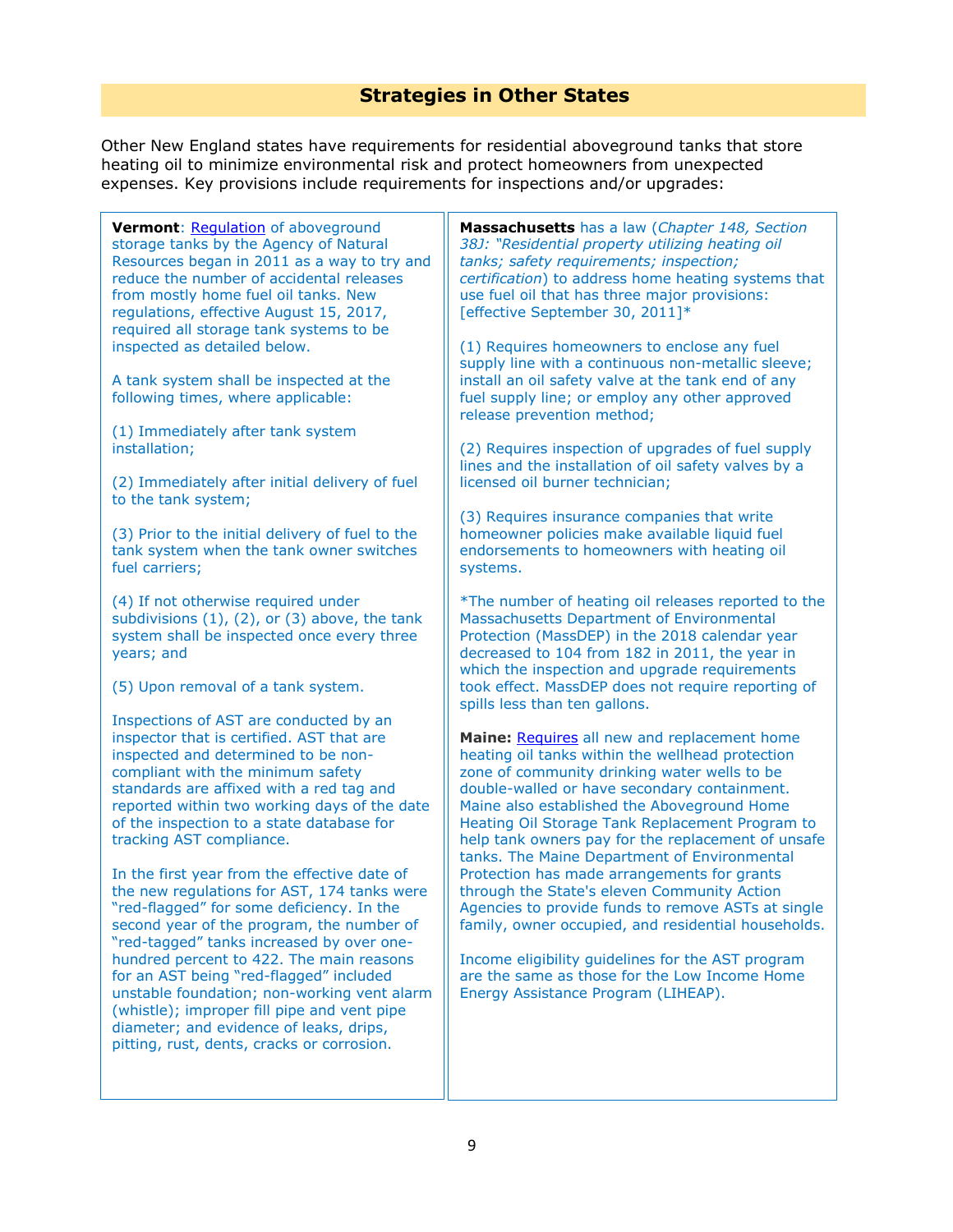## Strategies in Other States

Other New England states have requirements for residential aboveground tanks that store heating oil to minimize environmental risk and protect homeowners from unexpected expenses. Key provisions include requirements for inspections and/or upgrades:

**Vermont**: Regulation of aboveground storage tanks by the Agency of Natural Resources began in 2011 as a way to try and reduce the number of accidental releases from mostly home fuel oil tanks. New regulations, effective August 15, 2017, required all storage tank systems to be inspected as detailed below.

A tank system shall be inspected at the following times, where applicable:

(1) Immediately after tank system installation;

(2) Immediately after initial delivery of fuel to the tank system;

(3) Prior to the initial delivery of fuel to the tank system when the tank owner switches fuel carriers;

(4) If not otherwise required under subdivisions (1), (2), or (3) above, the tank system shall be inspected once every three years; and

(5) Upon removal of a tank system.

Inspections of AST are conducted by an inspector that is certified. AST that are inspected and determined to be non-compliant with the minimum safety standards are affixed with a red tag and reported within two working days of the date of the inspection to a state database for tracking AST compliance.

In the first year from the effective date of the new regulations for AST, 174 tanks were "red-flagged" for some deficiency. In the second year of the program, the number of "red-tagged" tanks increased by over one-hundred percent to 422. The main reasons for an AST being "red-flagged" included unstable foundation; non-working vent alarm (whistle); improper fill pipe and vent pipe diameter; and evidence of leaks, drips, pitting, rust, dents, cracks or corrosion.

**Massachusetts** has a law (*Chapter 148, Section 38J: "Residential property utilizing heating oil tanks; safety requirements; inspection; certification*) to address home heating systems that use fuel oil that has three major provisions: [effective September 30, 2011]*

(1) Requires homeowners to enclose any fuel supply line with a continuous non-metallic sleeve; install an oil safety valve at the tank end of any fuel supply line; or employ any other approved release prevention method;

(2) Requires inspection of upgrades of fuel supply lines and the installation of oil safety valves by a licensed oil burner technician;

(3) Requires insurance companies that write homeowner policies make available liquid fuel endorsements to homeowners with heating oil systems.

*The number of heating oil releases reported to the Massachusetts Department of Environmental Protection (MassDEP) in the 2018 calendar year decreased to 104 from 182 in 2011, the year in which the inspection and upgrade requirements took effect. MassDEP does not require reporting of spills less than ten gallons.

**Maine:** Requires all new and replacement home heating oil tanks within the wellhead protection zone of community drinking water wells to be double-walled or have secondary containment. Maine also established the Aboveground Home Heating Oil Storage Tank Replacement Program to help tank owners pay for the replacement of unsafe tanks. The Maine Department of Environmental Protection has made arrangements for grants through the State's eleven Community Action Agencies to provide funds to remove ASTs at single family, owner occupied, and residential households.

Income eligibility guidelines for the AST program are the same as those for the Low Income Home Energy Assistance Program (LIHEAP).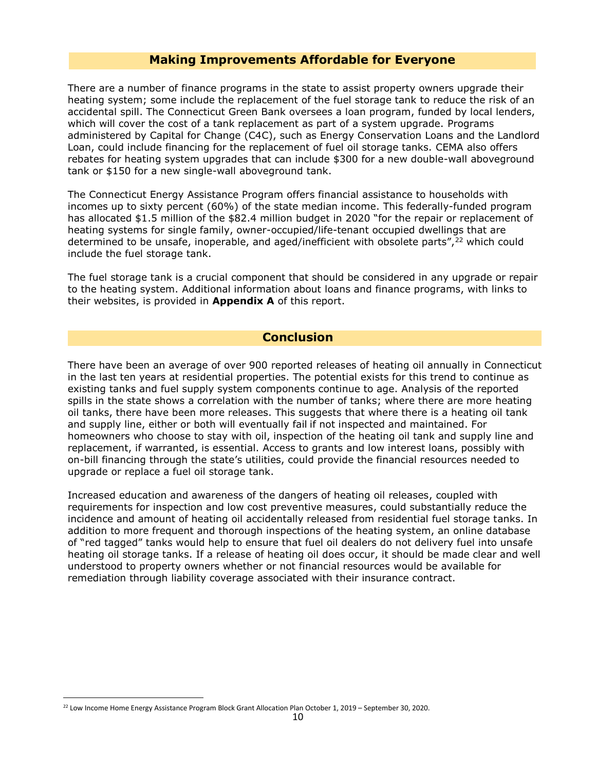## Making Improvements Affordable for Everyone

There are a number of finance programs in the state to assist property owners upgrade their heating system; some include the replacement of the fuel storage tank to reduce the risk of an accidental spill. The Connecticut Green Bank oversees a loan program, funded by local lenders, which will cover the cost of a tank replacement as part of a system upgrade. Programs administered by Capital for Change (C4C), such as Energy Conservation Loans and the Landlord Loan, could include financing for the replacement of fuel oil storage tanks. CEMA also offers rebates for heating system upgrades that can include $300 for a new double-wall aboveground tank or $150 for a new single-wall aboveground tank.

The Connecticut Energy Assistance Program offers financial assistance to households with incomes up to sixty percent (60%) of the state median income. This federally-funded program has allocated $1.5 million of the $82.4 million budget in 2020 "for the repair or replacement of heating systems for single family, owner-occupied/life-tenant occupied dwellings that are determined to be unsafe, inoperable, and aged/inefficient with obsolete parts",[22] which could include the fuel storage tank.

The fuel storage tank is a crucial component that should be considered in any upgrade or repair to the heating system. Additional information about loans and finance programs, with links to their websites, is provided in **Appendix A** of this report.

## Conclusion

There have been an average of over 900 reported releases of heating oil annually in Connecticut in the last ten years at residential properties. The potential exists for this trend to continue as existing tanks and fuel supply system components continue to age. Analysis of the reported spills in the state shows a correlation with the number of tanks; where there are more heating oil tanks, there have been more releases. This suggests that where there is a heating oil tank and supply line, either or both will eventually fail if not inspected and maintained. For homeowners who choose to stay with oil, inspection of the heating oil tank and supply line and replacement, if warranted, is essential. Access to grants and low interest loans, possibly with on-bill financing through the state's utilities, could provide the financial resources needed to upgrade or replace a fuel oil storage tank.

Increased education and awareness of the dangers of heating oil releases, coupled with requirements for inspection and low cost preventive measures, could substantially reduce the incidence and amount of heating oil accidentally released from residential fuel storage tanks. In addition to more frequent and thorough inspections of the heating system, an online database of "red tagged" tanks would help to ensure that fuel oil dealers do not delivery fuel into unsafe heating oil storage tanks. If a release of heating oil does occur, it should be made clear and well understood to property owners whether or not financial resources would be available for remediation through liability coverage associated with their insurance contract.

[22] Low Income Home Energy Assistance Program Block Grant Allocation Plan October 1, 2019 – September 30, 2020.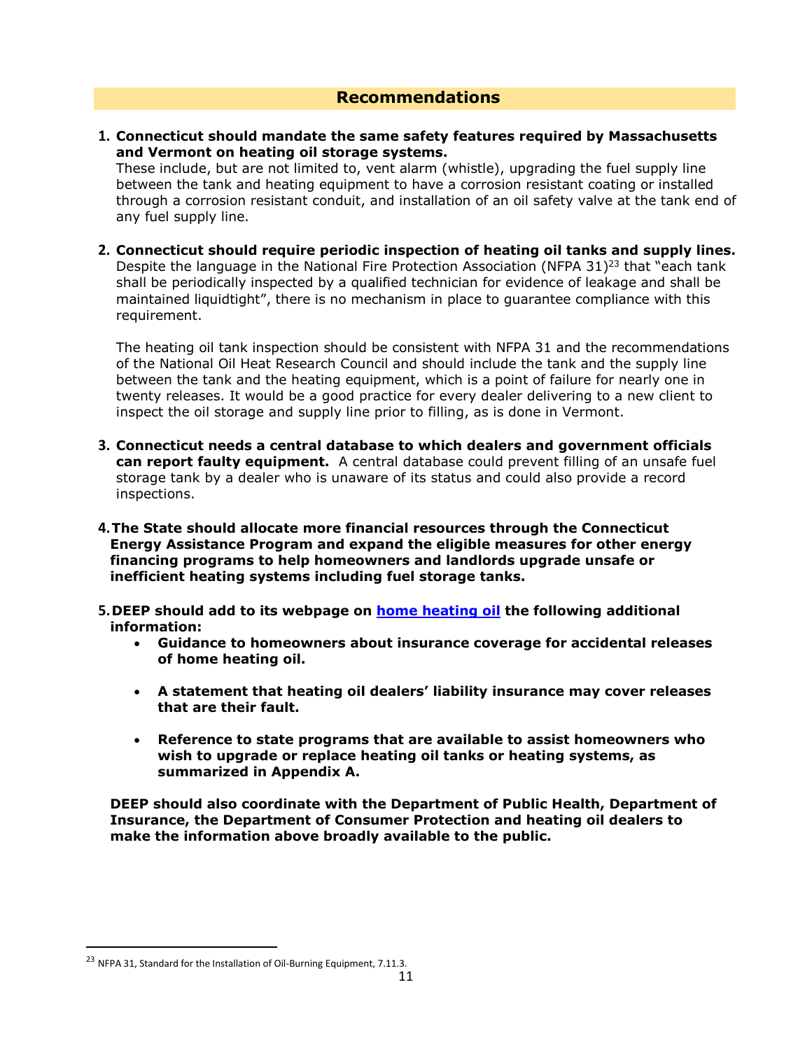## Recommendations

1. **Connecticut should mandate the same safety features required by Massachusetts and Vermont on heating oil storage systems.**
   These include, but are not limited to, vent alarm (whistle), upgrading the fuel supply line between the tank and heating equipment to have a corrosion resistant coating or installed through a corrosion resistant conduit, and installation of an oil safety valve at the tank end of any fuel supply line.

2. **Connecticut should require periodic inspection of heating oil tanks and supply lines.**
   Despite the language in the National Fire Protection Association (NFPA 31)[23] that "each tank shall be periodically inspected by a qualified technician for evidence of leakage and shall be maintained liquidtight", there is no mechanism in place to guarantee compliance with this requirement.

   The heating oil tank inspection should be consistent with NFPA 31 and the recommendations of the National Oil Heat Research Council and should include the tank and the supply line between the tank and the heating equipment, which is a point of failure for nearly one in twenty releases. It would be a good practice for every dealer delivering to a new client to inspect the oil storage and supply line prior to filling, as is done in Vermont.

3. **Connecticut needs a central database to which dealers and government officials can report faulty equipment.** A central database could prevent filling of an unsafe fuel storage tank by a dealer who is unaware of its status and could also provide a record inspections.

4. **The State should allocate more financial resources through the Connecticut Energy Assistance Program and expand the eligible measures for other energy financing programs to help homeowners and landlords upgrade unsafe or inefficient heating systems including fuel storage tanks.**

5. **DEEP should add to its webpage on [home heating oil] the following additional information:**
   - **Guidance to homeowners about insurance coverage for accidental releases of home heating oil.**
   - **A statement that heating oil dealers' liability insurance may cover releases that are their fault.**
   - **Reference to state programs that are available to assist homeowners who wish to upgrade or replace heating oil tanks or heating systems, as summarized in Appendix A.**

   **DEEP should also coordinate with the Department of Public Health, Department of Insurance, the Department of Consumer Protection and heating oil dealers to make the information above broadly available to the public.**

[23] NFPA 31, Standard for the Installation of Oil-Burning Equipment, 7.11.3.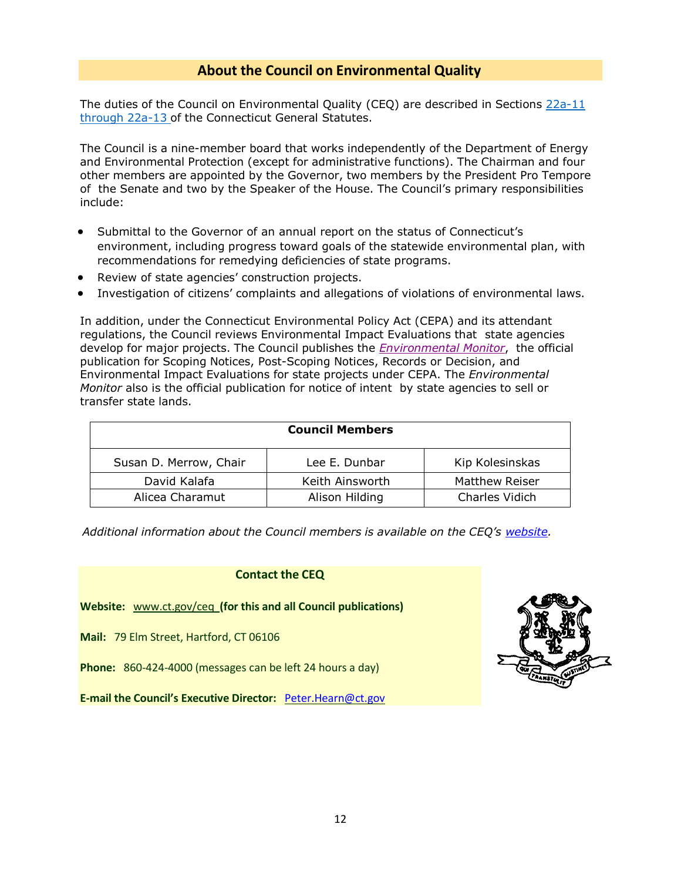## About the Council on Environmental Quality

The duties of the Council on Environmental Quality (CEQ) are described in Sections 22a-11 through 22a-13 of the Connecticut General Statutes.

The Council is a nine-member board that works independently of the Department of Energy and Environmental Protection (except for administrative functions). The Chairman and four other members are appointed by the Governor, two members by the President Pro Tempore of the Senate and two by the Speaker of the House. The Council's primary responsibilities include:

- Submittal to the Governor of an annual report on the status of Connecticut's environment, including progress toward goals of the statewide environmental plan, with recommendations for remedying deficiencies of state programs.
- Review of state agencies' construction projects.
- Investigation of citizens' complaints and allegations of violations of environmental laws.

In addition, under the Connecticut Environmental Policy Act (CEPA) and its attendant regulations, the Council reviews Environmental Impact Evaluations that state agencies develop for major projects. The Council publishes the *Environmental Monitor*, the official publication for Scoping Notices, Post-Scoping Notices, Records or Decision, and Environmental Impact Evaluations for state projects under CEPA. The *Environmental Monitor* also is the official publication for notice of intent by state agencies to sell or transfer state lands.

| Council Members | | |
|---|---|---|
| Susan D. Merrow, Chair | Lee E. Dunbar | Kip Kolesinskas |
| David Kalafa | Keith Ainsworth | Matthew Reiser |
| Alicea Charamut | Alison Hilding | Charles Vidich |

*Additional information about the Council members is available on the CEQ's website.*

### Contact the CEQ

**Website:** www.ct.gov/ceq **(for this and all Council publications)**

**Mail:** 79 Elm Street, Hartford, CT 06106

**Phone:** 860-424-4000 (messages can be left 24 hours a day)

**E-mail the Council's Executive Director:** Peter.Hearn@ct.gov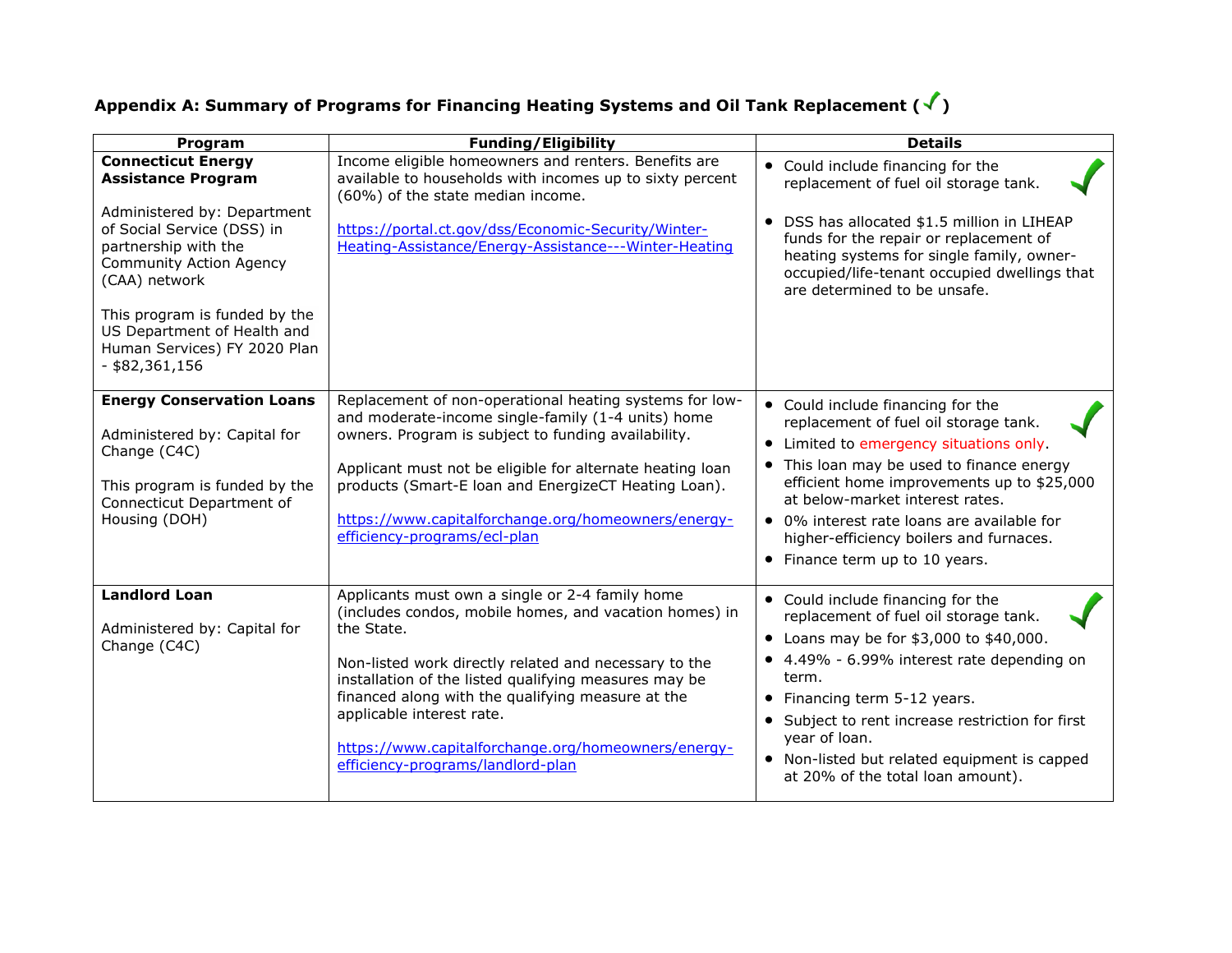## Appendix A: Summary of Programs for Financing Heating Systems and Oil Tank Replacement (✓)

| Program | Funding/Eligibility | Details |
|---|---|---|
| **Connecticut Energy Assistance Program**<br><br>Administered by: Department of Social Service (DSS) in partnership with the Community Action Agency (CAA) network<br><br>This program is funded by the US Department of Health and Human Services) FY 2020 Plan - $82,361,156 | Income eligible homeowners and renters. Benefits are available to households with incomes up to sixty percent (60%) of the state median income.<br><br>https://portal.ct.gov/dss/Economic-Security/Winter-Heating-Assistance/Energy-Assistance---Winter-Heating | • Could include financing for the replacement of fuel oil storage tank. ✓<br>• DSS has allocated $1.5 million in LIHEAP funds for the repair or replacement of heating systems for single family, owner-occupied/life-tenant occupied dwellings that are determined to be unsafe. |
| **Energy Conservation Loans**<br><br>Administered by: Capital for Change (C4C)<br><br>This program is funded by the Connecticut Department of Housing (DOH) | Replacement of non-operational heating systems for low- and moderate-income single-family (1-4 units) home owners. Program is subject to funding availability.<br><br>Applicant must not be eligible for alternate heating loan products (Smart-E loan and EnergizeCT Heating Loan).<br><br>https://www.capitalforchange.org/homeowners/energy-efficiency-programs/ecl-plan | • Could include financing for the replacement of fuel oil storage tank. ✓<br>• Limited to emergency situations only.<br>• This loan may be used to finance energy efficient home improvements up to $25,000 at below-market interest rates.<br>• 0% interest rate loans are available for higher-efficiency boilers and furnaces.<br>• Finance term up to 10 years. |
| **Landlord Loan**<br><br>Administered by: Capital for Change (C4C) | Applicants must own a single or 2-4 family home (includes condos, mobile homes, and vacation homes) in the State.<br><br>Non-listed work directly related and necessary to the installation of the listed qualifying measures may be financed along with the qualifying measure at the applicable interest rate.<br><br>https://www.capitalforchange.org/homeowners/energy-efficiency-programs/landlord-plan | • Could include financing for the replacement of fuel oil storage tank. ✓<br>• Loans may be for $3,000 to $40,000.<br>• 4.49% - 6.99% interest rate depending on term.<br>• Financing term 5-12 years.<br>• Subject to rent increase restriction for first year of loan.<br>• Non-listed but related equipment is capped at 20% of the total loan amount). |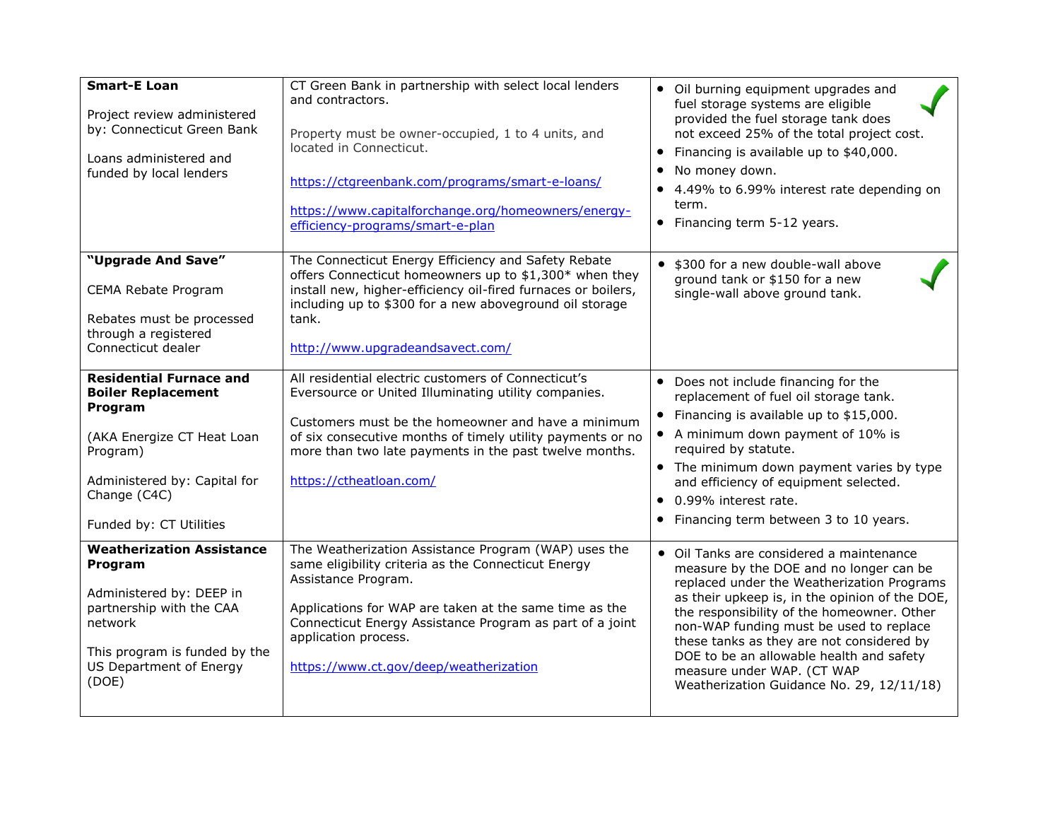| | | |
|---|---|---|
| **Smart-E Loan**<br><br>Project review administered by: Connecticut Green Bank<br><br>Loans administered and funded by local lenders | CT Green Bank in partnership with select local lenders and contractors.<br><br>Property must be owner-occupied, 1 to 4 units, and located in Connecticut.<br><br>https://ctgreenbank.com/programs/smart-e-loans/<br><br>https://www.capitalforchange.org/homeowners/energy-efficiency-programs/smart-e-plan | • Oil burning equipment upgrades and fuel storage systems are eligible provided the fuel storage tank does not exceed 25% of the total project cost. ✓<br>• Financing is available up to $40,000.<br>• No money down.<br>• 4.49% to 6.99% interest rate depending on term.<br>• Financing term 5-12 years. |
| **"Upgrade And Save"**<br><br>CEMA Rebate Program<br><br>Rebates must be processed through a registered Connecticut dealer | The Connecticut Energy Efficiency and Safety Rebate offers Connecticut homeowners up to $1,300* when they install new, higher-efficiency oil-fired furnaces or boilers, including up to $300 for a new aboveground oil storage tank.<br><br>http://www.upgradeandsavect.com/ | • $300 for a new double-wall above ground tank or $150 for a new single-wall above ground tank. ✓ |
| **Residential Furnace and Boiler Replacement Program**<br><br>(AKA Energize CT Heat Loan Program)<br><br>Administered by: Capital for Change (C4C)<br><br>Funded by: CT Utilities | All residential electric customers of Connecticut's Eversource or United Illuminating utility companies.<br><br>Customers must be the homeowner and have a minimum of six consecutive months of timely utility payments or no more than two late payments in the past twelve months.<br><br>https://ctheatloan.com/ | • Does not include financing for the replacement of fuel oil storage tank.<br>• Financing is available up to $15,000.<br>• A minimum down payment of 10% is required by statute.<br>• The minimum down payment varies by type and efficiency of equipment selected.<br>• 0.99% interest rate.<br>• Financing term between 3 to 10 years. |
| **Weatherization Assistance Program**<br><br>Administered by: DEEP in partnership with the CAA network<br><br>This program is funded by the US Department of Energy (DOE) | The Weatherization Assistance Program (WAP) uses the same eligibility criteria as the Connecticut Energy Assistance Program.<br><br>Applications for WAP are taken at the same time as the Connecticut Energy Assistance Program as part of a joint application process.<br><br>https://www.ct.gov/deep/weatherization | • Oil Tanks are considered a maintenance measure by the DOE and no longer can be replaced under the Weatherization Programs as their upkeep is, in the opinion of the DOE, the responsibility of the homeowner. Other non-WAP funding must be used to replace these tanks as they are not considered by DOE to be an allowable health and safety measure under WAP. (CT WAP Weatherization Guidance No. 29, 12/11/18) |